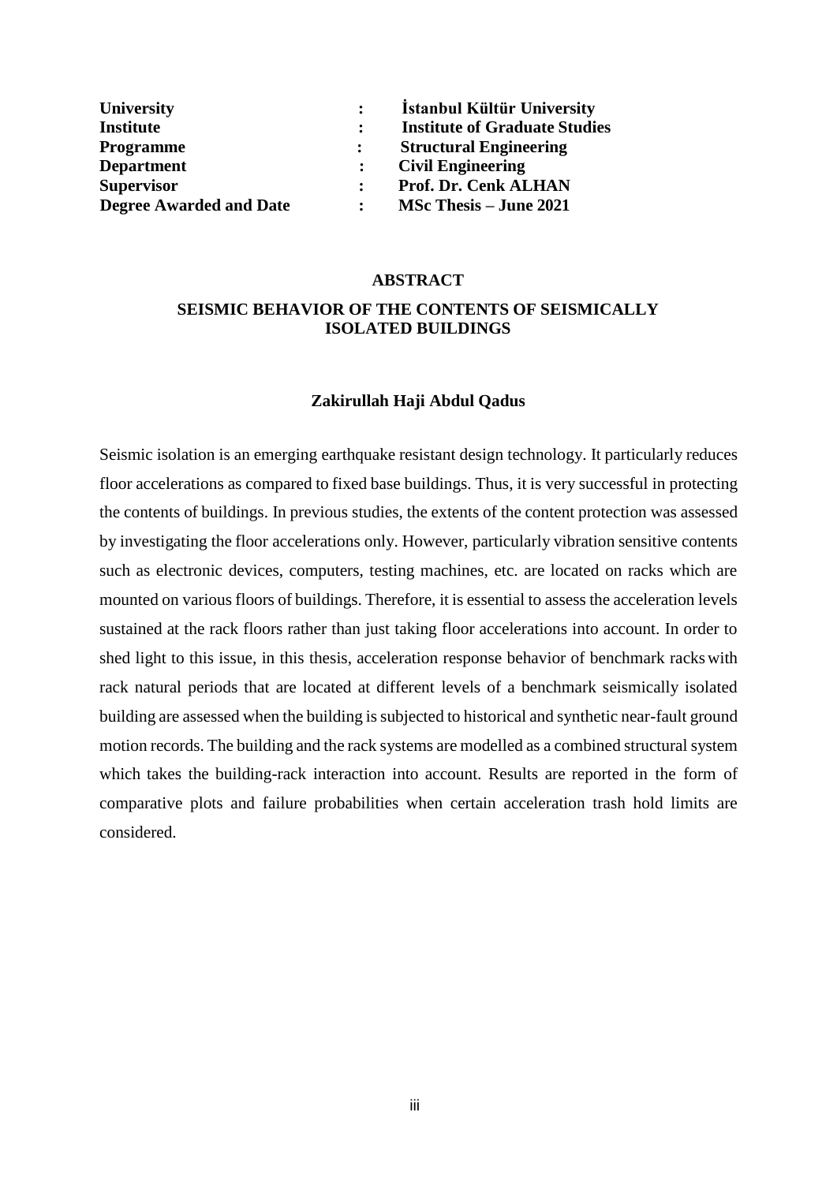| | | |
|---|---|---|
| **University** | **:** | **İstanbul Kültür University** |
| **Institute** | **:** | **Institute of Graduate Studies** |
| **Programme** | **:** | **Structural Engineering** |
| **Department** | **:** | **Civil Engineering** |
| **Supervisor** | **:** | **Prof. Dr. Cenk ALHAN** |
| **Degree Awarded and Date** | **:** | **MSc Thesis – June 2021** |

## ABSTRACT

## SEISMIC BEHAVIOR OF THE CONTENTS OF SEISMICALLY ISOLATED BUILDINGS

**Zakirullah Haji Abdul Qadus**

Seismic isolation is an emerging earthquake resistant design technology. It particularly reduces floor accelerations as compared to fixed base buildings. Thus, it is very successful in protecting the contents of buildings. In previous studies, the extents of the content protection was assessed by investigating the floor accelerations only. However, particularly vibration sensitive contents such as electronic devices, computers, testing machines, etc. are located on racks which are mounted on various floors of buildings. Therefore, it is essential to assess the acceleration levels sustained at the rack floors rather than just taking floor accelerations into account. In order to shed light to this issue, in this thesis, acceleration response behavior of benchmark racks with rack natural periods that are located at different levels of a benchmark seismically isolated building are assessed when the building is subjected to historical and synthetic near-fault ground motion records. The building and the rack systems are modelled as a combined structural system which takes the building-rack interaction into account. Results are reported in the form of comparative plots and failure probabilities when certain acceleration trash hold limits are considered.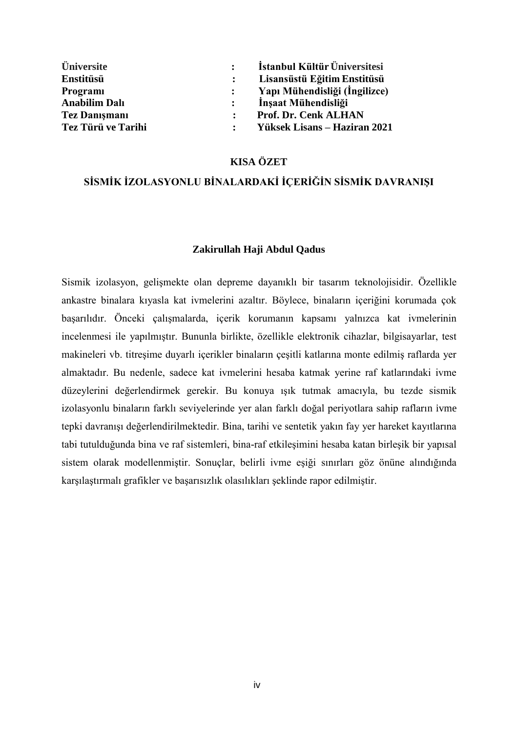| | | |
|---|---|---|
| **Üniversite** | **:** | **İstanbul Kültür Üniversitesi** |
| **Enstitüsü** | **:** | **Lisansüstü Eğitim Enstitüsü** |
| **Programı** | **:** | **Yapı Mühendisliği (İngilizce)** |
| **Anabilim Dalı** | **:** | **İnşaat Mühendisliği** |
| **Tez Danışmanı** | **:** | **Prof. Dr. Cenk ALHAN** |
| **Tez Türü ve Tarihi** | **:** | **Yüksek Lisans – Haziran 2021** |

## KISA ÖZET

## SİSMİK İZOLASYONLU BİNALARDAKİ İÇERİĞİN SİSMİK DAVRANIŞI

**Zakirullah Haji Abdul Qadus**

Sismik izolasyon, gelişmekte olan depreme dayanıklı bir tasarım teknolojisidir. Özellikle ankastre binalara kıyasla kat ivmelerini azaltır. Böylece, binaların içeriğini korumada çok başarılıdır. Önceki çalışmalarda, içerik korumanın kapsamı yalnızca kat ivmelerinin incelenmesi ile yapılmıştır. Bununla birlikte, özellikle elektronik cihazlar, bilgisayarlar, test makineleri vb. titreşime duyarlı içerikler binaların çeşitli katlarına monte edilmiş raflarda yer almaktadır. Bu nedenle, sadece kat ivmelerini hesaba katmak yerine raf katlarındaki ivme düzeylerini değerlendirmek gerekir. Bu konuya ışık tutmak amacıyla, bu tezde sismik izolasyonlu binaların farklı seviyelerinde yer alan farklı doğal periyotlara sahip rafların ivme tepki davranışı değerlendirilmektedir. Bina, tarihi ve sentetik yakın fay yer hareket kayıtlarına tabi tutulduğunda bina ve raf sistemleri, bina-raf etkileşimini hesaba katan birleşik bir yapısal sistem olarak modellenmiştir. Sonuçlar, belirli ivme eşiği sınırları göz önüne alındığında karşılaştırmalı grafikler ve başarısızlık olasılıkları şeklinde rapor edilmiştir.